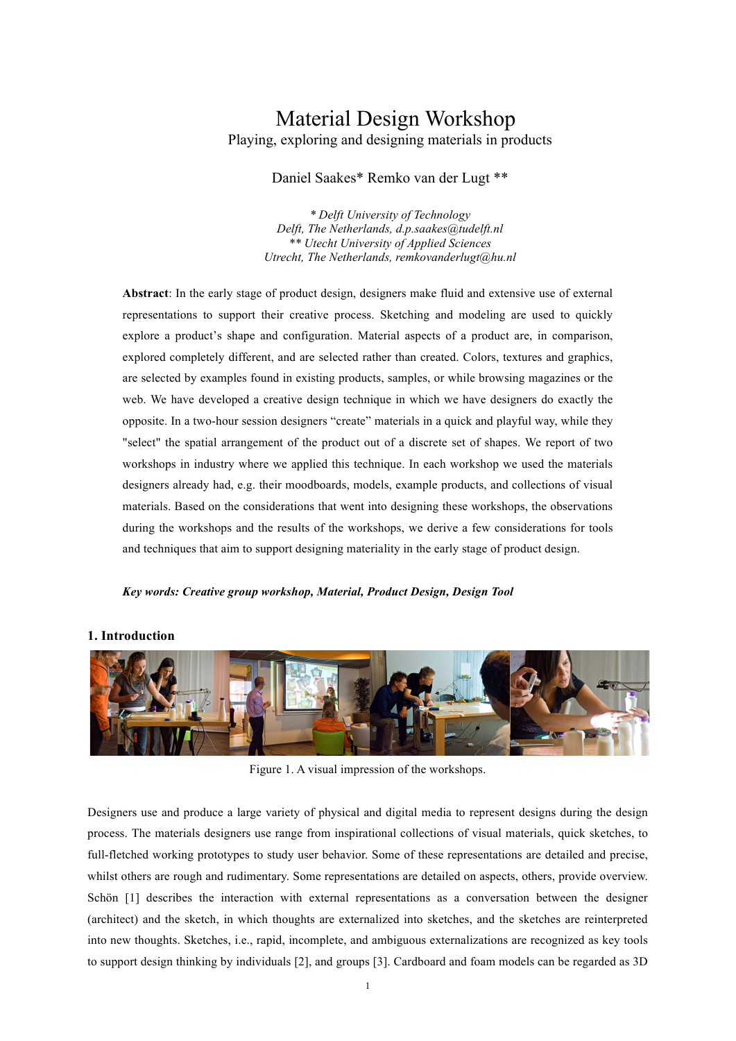# Material Design Workshop

Playing, exploring and designing materials in products

Daniel Saakes* Remko van der Lugt **

*\* Delft University of Technology*
*Delft, The Netherlands, d.p.saakes@tudelft.nl*
*\*\* Utecht University of Applied Sciences*
*Utrecht, The Netherlands, remkovanderlugt@hu.nl*

**Abstract**: In the early stage of product design, designers make fluid and extensive use of external representations to support their creative process. Sketching and modeling are used to quickly explore a product's shape and configuration. Material aspects of a product are, in comparison, explored completely different, and are selected rather than created. Colors, textures and graphics, are selected by examples found in existing products, samples, or while browsing magazines or the web. We have developed a creative design technique in which we have designers do exactly the opposite. In a two-hour session designers "create" materials in a quick and playful way, while they "select" the spatial arrangement of the product out of a discrete set of shapes. We report of two workshops in industry where we applied this technique. In each workshop we used the materials designers already had, e.g. their moodboards, models, example products, and collections of visual materials. Based on the considerations that went into designing these workshops, the observations during the workshops and the results of the workshops, we derive a few considerations for tools and techniques that aim to support designing materiality in the early stage of product design.

***Key words: Creative group workshop, Material, Product Design, Design Tool***

## 1. Introduction

Figure 1. A visual impression of the workshops.

Designers use and produce a large variety of physical and digital media to represent designs during the design process. The materials designers use range from inspirational collections of visual materials, quick sketches, to full-fletched working prototypes to study user behavior. Some of these representations are detailed and precise, whilst others are rough and rudimentary. Some representations are detailed on aspects, others, provide overview. Schön [1] describes the interaction with external representations as a conversation between the designer (architect) and the sketch, in which thoughts are externalized into sketches, and the sketches are reinterpreted into new thoughts. Sketches, i.e., rapid, incomplete, and ambiguous externalizations are recognized as key tools to support design thinking by individuals [2], and groups [3]. Cardboard and foam models can be regarded as 3D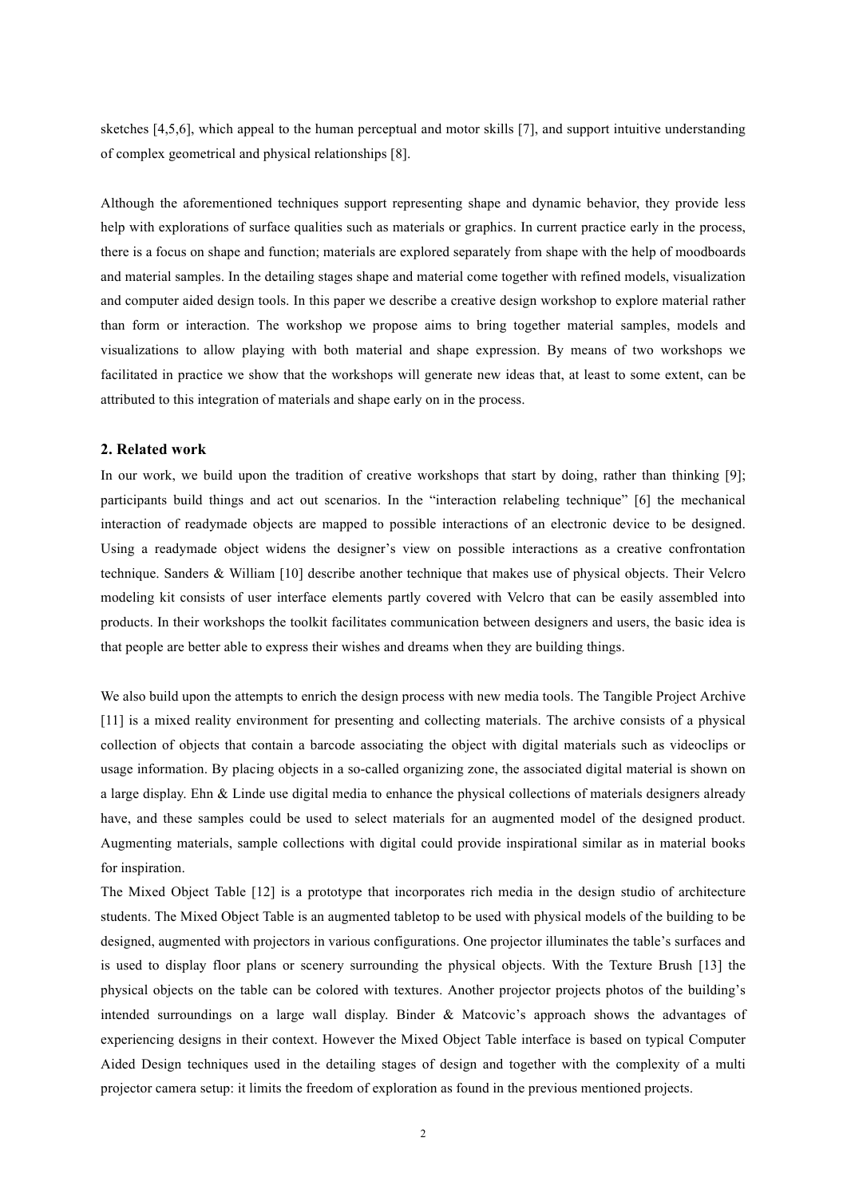sketches [4,5,6], which appeal to the human perceptual and motor skills [7], and support intuitive understanding of complex geometrical and physical relationships [8].

Although the aforementioned techniques support representing shape and dynamic behavior, they provide less help with explorations of surface qualities such as materials or graphics. In current practice early in the process, there is a focus on shape and function; materials are explored separately from shape with the help of moodboards and material samples. In the detailing stages shape and material come together with refined models, visualization and computer aided design tools. In this paper we describe a creative design workshop to explore material rather than form or interaction. The workshop we propose aims to bring together material samples, models and visualizations to allow playing with both material and shape expression. By means of two workshops we facilitated in practice we show that the workshops will generate new ideas that, at least to some extent, can be attributed to this integration of materials and shape early on in the process.

## 2. Related work

In our work, we build upon the tradition of creative workshops that start by doing, rather than thinking [9]; participants build things and act out scenarios. In the "interaction relabeling technique" [6] the mechanical interaction of readymade objects are mapped to possible interactions of an electronic device to be designed. Using a readymade object widens the designer's view on possible interactions as a creative confrontation technique. Sanders & William [10] describe another technique that makes use of physical objects. Their Velcro modeling kit consists of user interface elements partly covered with Velcro that can be easily assembled into products. In their workshops the toolkit facilitates communication between designers and users, the basic idea is that people are better able to express their wishes and dreams when they are building things.

We also build upon the attempts to enrich the design process with new media tools. The Tangible Project Archive [11] is a mixed reality environment for presenting and collecting materials. The archive consists of a physical collection of objects that contain a barcode associating the object with digital materials such as videoclips or usage information. By placing objects in a so-called organizing zone, the associated digital material is shown on a large display. Ehn & Linde use digital media to enhance the physical collections of materials designers already have, and these samples could be used to select materials for an augmented model of the designed product. Augmenting materials, sample collections with digital could provide inspirational similar as in material books for inspiration.

The Mixed Object Table [12] is a prototype that incorporates rich media in the design studio of architecture students. The Mixed Object Table is an augmented tabletop to be used with physical models of the building to be designed, augmented with projectors in various configurations. One projector illuminates the table's surfaces and is used to display floor plans or scenery surrounding the physical objects. With the Texture Brush [13] the physical objects on the table can be colored with textures. Another projector projects photos of the building's intended surroundings on a large wall display. Binder & Matcovic's approach shows the advantages of experiencing designs in their context. However the Mixed Object Table interface is based on typical Computer Aided Design techniques used in the detailing stages of design and together with the complexity of a multi projector camera setup: it limits the freedom of exploration as found in the previous mentioned projects.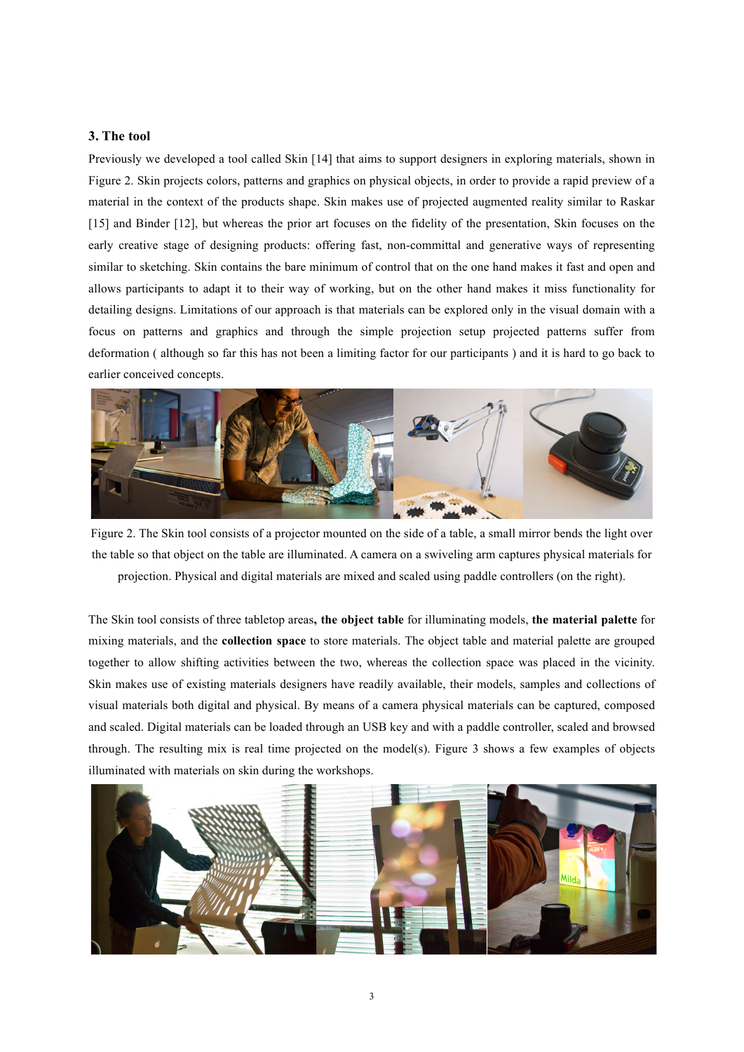## 3. The tool

Previously we developed a tool called Skin [14] that aims to support designers in exploring materials, shown in Figure 2. Skin projects colors, patterns and graphics on physical objects, in order to provide a rapid preview of a material in the context of the products shape. Skin makes use of projected augmented reality similar to Raskar [15] and Binder [12], but whereas the prior art focuses on the fidelity of the presentation, Skin focuses on the early creative stage of designing products: offering fast, non-committal and generative ways of representing similar to sketching. Skin contains the bare minimum of control that on the one hand makes it fast and open and allows participants to adapt it to their way of working, but on the other hand makes it miss functionality for detailing designs. Limitations of our approach is that materials can be explored only in the visual domain with a focus on patterns and graphics and through the simple projection setup projected patterns suffer from deformation ( although so far this has not been a limiting factor for our participants ) and it is hard to go back to earlier conceived concepts.

Figure 2. The Skin tool consists of a projector mounted on the side of a table, a small mirror bends the light over the table so that object on the table are illuminated. A camera on a swiveling arm captures physical materials for projection. Physical and digital materials are mixed and scaled using paddle controllers (on the right).

The Skin tool consists of three tabletop areas**, the object table** for illuminating models, **the material palette** for mixing materials, and the **collection space** to store materials. The object table and material palette are grouped together to allow shifting activities between the two, whereas the collection space was placed in the vicinity. Skin makes use of existing materials designers have readily available, their models, samples and collections of visual materials both digital and physical. By means of a camera physical materials can be captured, composed and scaled. Digital materials can be loaded through an USB key and with a paddle controller, scaled and browsed through. The resulting mix is real time projected on the model(s). Figure 3 shows a few examples of objects illuminated with materials on skin during the workshops.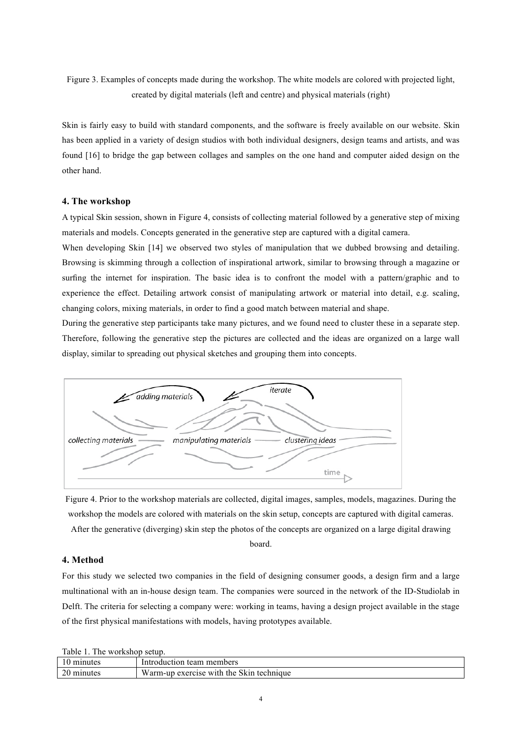Figure 3. Examples of concepts made during the workshop. The white models are colored with projected light, created by digital materials (left and centre) and physical materials (right)

Skin is fairly easy to build with standard components, and the software is freely available on our website. Skin has been applied in a variety of design studios with both individual designers, design teams and artists, and was found [16] to bridge the gap between collages and samples on the one hand and computer aided design on the other hand.

### 4. The workshop

A typical Skin session, shown in Figure 4, consists of collecting material followed by a generative step of mixing materials and models. Concepts generated in the generative step are captured with a digital camera.

When developing Skin [14] we observed two styles of manipulation that we dubbed browsing and detailing. Browsing is skimming through a collection of inspirational artwork, similar to browsing through a magazine or surfing the internet for inspiration. The basic idea is to confront the model with a pattern/graphic and to experience the effect. Detailing artwork consist of manipulating artwork or material into detail, e.g. scaling, changing colors, mixing materials, in order to find a good match between material and shape.

During the generative step participants take many pictures, and we found need to cluster these in a separate step. Therefore, following the generative step the pictures are collected and the ideas are organized on a large wall display, similar to spreading out physical sketches and grouping them into concepts.

Figure 4. Prior to the workshop materials are collected, digital images, samples, models, magazines. During the workshop the models are colored with materials on the skin setup, concepts are captured with digital cameras. After the generative (diverging) skin step the photos of the concepts are organized on a large digital drawing board.

### 4. Method

For this study we selected two companies in the field of designing consumer goods, a design firm and a large multinational with an in-house design team. The companies were sourced in the network of the ID-Studiolab in Delft. The criteria for selecting a company were: working in teams, having a design project available in the stage of the first physical manifestations with models, having prototypes available.

Table 1. The workshop setup.

| | |
|---|---|
| 10 minutes | Introduction team members |
| 20 minutes | Warm-up exercise with the Skin technique |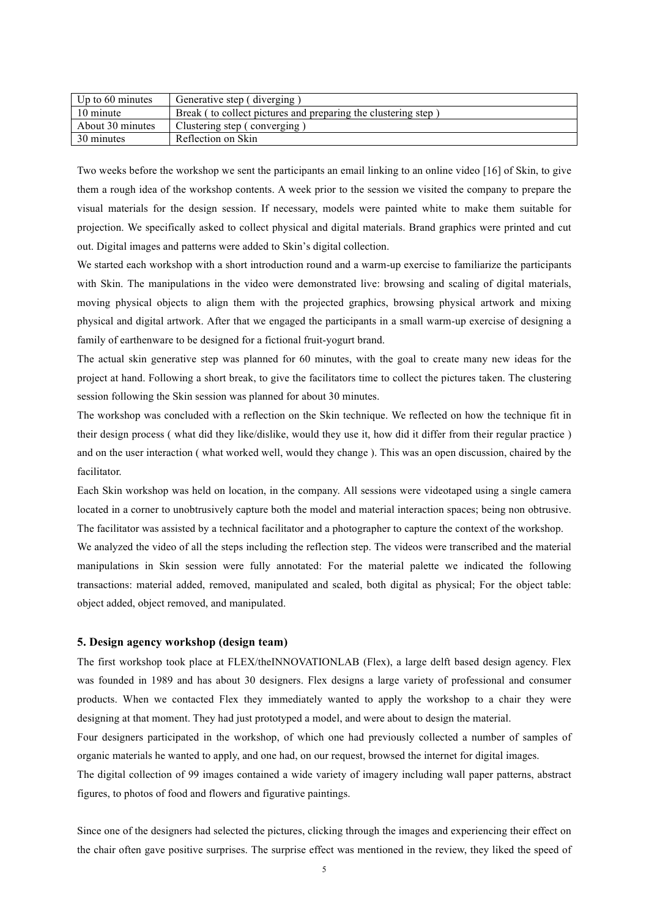| Up to 60 minutes | Generative step ( diverging ) |
|---|---|
| 10 minute | Break ( to collect pictures and preparing the clustering step ) |
| About 30 minutes | Clustering step ( converging ) |
| 30 minutes | Reflection on Skin |

Two weeks before the workshop we sent the participants an email linking to an online video [16] of Skin, to give them a rough idea of the workshop contents. A week prior to the session we visited the company to prepare the visual materials for the design session. If necessary, models were painted white to make them suitable for projection. We specifically asked to collect physical and digital materials. Brand graphics were printed and cut out. Digital images and patterns were added to Skin's digital collection.

We started each workshop with a short introduction round and a warm-up exercise to familiarize the participants with Skin. The manipulations in the video were demonstrated live: browsing and scaling of digital materials, moving physical objects to align them with the projected graphics, browsing physical artwork and mixing physical and digital artwork. After that we engaged the participants in a small warm-up exercise of designing a family of earthenware to be designed for a fictional fruit-yogurt brand.

The actual skin generative step was planned for 60 minutes, with the goal to create many new ideas for the project at hand. Following a short break, to give the facilitators time to collect the pictures taken. The clustering session following the Skin session was planned for about 30 minutes.

The workshop was concluded with a reflection on the Skin technique. We reflected on how the technique fit in their design process ( what did they like/dislike, would they use it, how did it differ from their regular practice ) and on the user interaction ( what worked well, would they change ). This was an open discussion, chaired by the facilitator.

Each Skin workshop was held on location, in the company. All sessions were videotaped using a single camera located in a corner to unobtrusively capture both the model and material interaction spaces; being non obtrusive. The facilitator was assisted by a technical facilitator and a photographer to capture the context of the workshop.

We analyzed the video of all the steps including the reflection step. The videos were transcribed and the material manipulations in Skin session were fully annotated: For the material palette we indicated the following transactions: material added, removed, manipulated and scaled, both digital as physical; For the object table: object added, object removed, and manipulated.

### 5. Design agency workshop (design team)

The first workshop took place at FLEX/theINNOVATIONLAB (Flex), a large delft based design agency. Flex was founded in 1989 and has about 30 designers. Flex designs a large variety of professional and consumer products. When we contacted Flex they immediately wanted to apply the workshop to a chair they were designing at that moment. They had just prototyped a model, and were about to design the material.

Four designers participated in the workshop, of which one had previously collected a number of samples of organic materials he wanted to apply, and one had, on our request, browsed the internet for digital images.

The digital collection of 99 images contained a wide variety of imagery including wall paper patterns, abstract figures, to photos of food and flowers and figurative paintings.

Since one of the designers had selected the pictures, clicking through the images and experiencing their effect on the chair often gave positive surprises. The surprise effect was mentioned in the review, they liked the speed of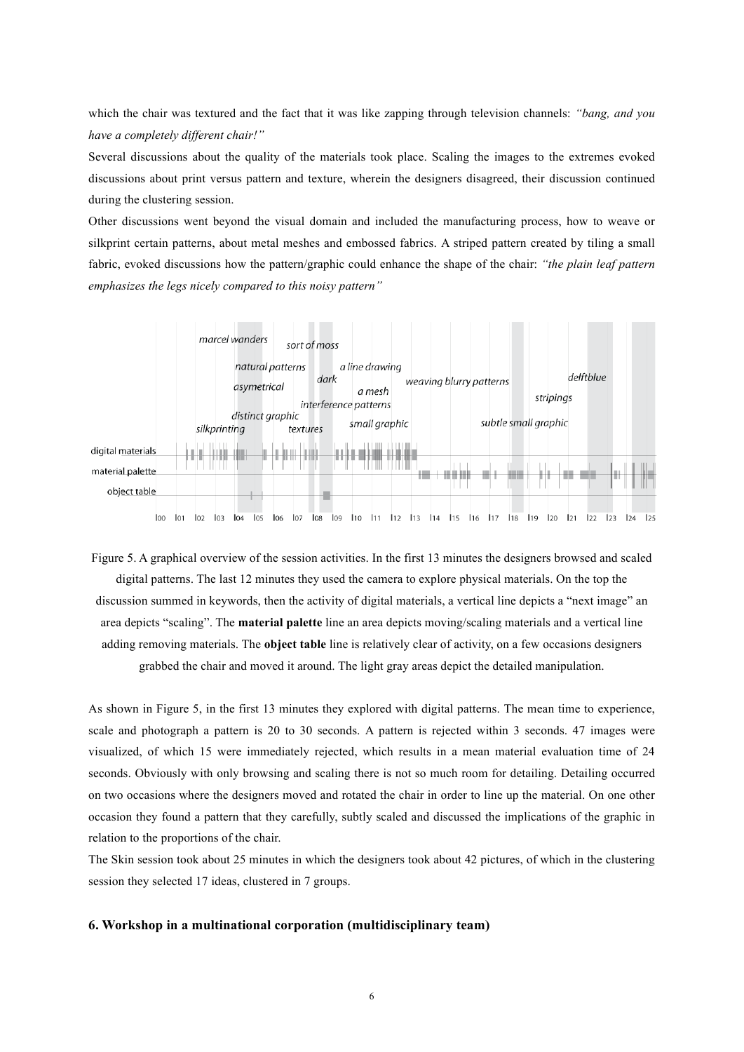which the chair was textured and the fact that it was like zapping through television channels: *"bang, and you have a completely different chair!"*

Several discussions about the quality of the materials took place. Scaling the images to the extremes evoked discussions about print versus pattern and texture, wherein the designers disagreed, their discussion continued during the clustering session.

Other discussions went beyond the visual domain and included the manufacturing process, how to weave or silkprint certain patterns, about metal meshes and embossed fabrics. A striped pattern created by tiling a small fabric, evoked discussions how the pattern/graphic could enhance the shape of the chair: *"the plain leaf pattern emphasizes the legs nicely compared to this noisy pattern"*

Figure 5. A graphical overview of the session activities. In the first 13 minutes the designers browsed and scaled digital patterns. The last 12 minutes they used the camera to explore physical materials. On the top the discussion summed in keywords, then the activity of digital materials, a vertical line depicts a "next image" an area depicts "scaling". The **material palette** line an area depicts moving/scaling materials and a vertical line adding removing materials. The **object table** line is relatively clear of activity, on a few occasions designers grabbed the chair and moved it around. The light gray areas depict the detailed manipulation.

As shown in Figure 5, in the first 13 minutes they explored with digital patterns. The mean time to experience, scale and photograph a pattern is 20 to 30 seconds. A pattern is rejected within 3 seconds. 47 images were visualized, of which 15 were immediately rejected, which results in a mean material evaluation time of 24 seconds. Obviously with only browsing and scaling there is not so much room for detailing. Detailing occurred on two occasions where the designers moved and rotated the chair in order to line up the material. On one other occasion they found a pattern that they carefully, subtly scaled and discussed the implications of the graphic in relation to the proportions of the chair.

The Skin session took about 25 minutes in which the designers took about 42 pictures, of which in the clustering session they selected 17 ideas, clustered in 7 groups.

## 6. Workshop in a multinational corporation (multidisciplinary team)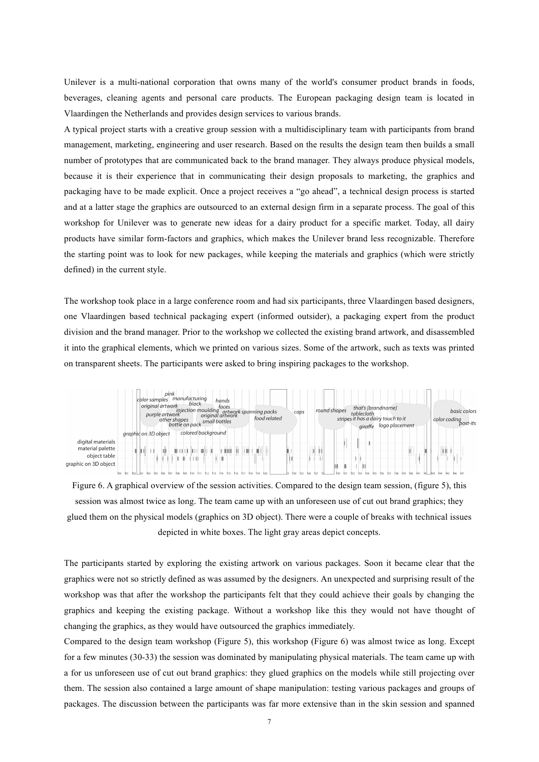Unilever is a multi-national corporation that owns many of the world's consumer product brands in foods, beverages, cleaning agents and personal care products. The European packaging design team is located in Vlaardingen the Netherlands and provides design services to various brands.

A typical project starts with a creative group session with a multidisciplinary team with participants from brand management, marketing, engineering and user research. Based on the results the design team then builds a small number of prototypes that are communicated back to the brand manager. They always produce physical models, because it is their experience that in communicating their design proposals to marketing, the graphics and packaging have to be made explicit. Once a project receives a "go ahead", a technical design process is started and at a latter stage the graphics are outsourced to an external design firm in a separate process. The goal of this workshop for Unilever was to generate new ideas for a dairy product for a specific market. Today, all dairy products have similar form-factors and graphics, which makes the Unilever brand less recognizable. Therefore the starting point was to look for new packages, while keeping the materials and graphics (which were strictly defined) in the current style.

The workshop took place in a large conference room and had six participants, three Vlaardingen based designers, one Vlaardingen based technical packaging expert (informed outsider), a packaging expert from the product division and the brand manager. Prior to the workshop we collected the existing brand artwork, and disassembled it into the graphical elements, which we printed on various sizes. Some of the artwork, such as texts was printed on transparent sheets. The participants were asked to bring inspiring packages to the workshop.

Figure 6. A graphical overview of the session activities. Compared to the design team session, (figure 5), this session was almost twice as long. The team came up with an unforeseen use of cut out brand graphics; they glued them on the physical models (graphics on 3D object). There were a couple of breaks with technical issues depicted in white boxes. The light gray areas depict concepts.

The participants started by exploring the existing artwork on various packages. Soon it became clear that the graphics were not so strictly defined as was assumed by the designers. An unexpected and surprising result of the workshop was that after the workshop the participants felt that they could achieve their goals by changing the graphics and keeping the existing package. Without a workshop like this they would not have thought of changing the graphics, as they would have outsourced the graphics immediately.

Compared to the design team workshop (Figure 5), this workshop (Figure 6) was almost twice as long. Except for a few minutes (30-33) the session was dominated by manipulating physical materials. The team came up with a for us unforeseen use of cut out brand graphics: they glued graphics on the models while still projecting over them. The session also contained a large amount of shape manipulation: testing various packages and groups of packages. The discussion between the participants was far more extensive than in the skin session and spanned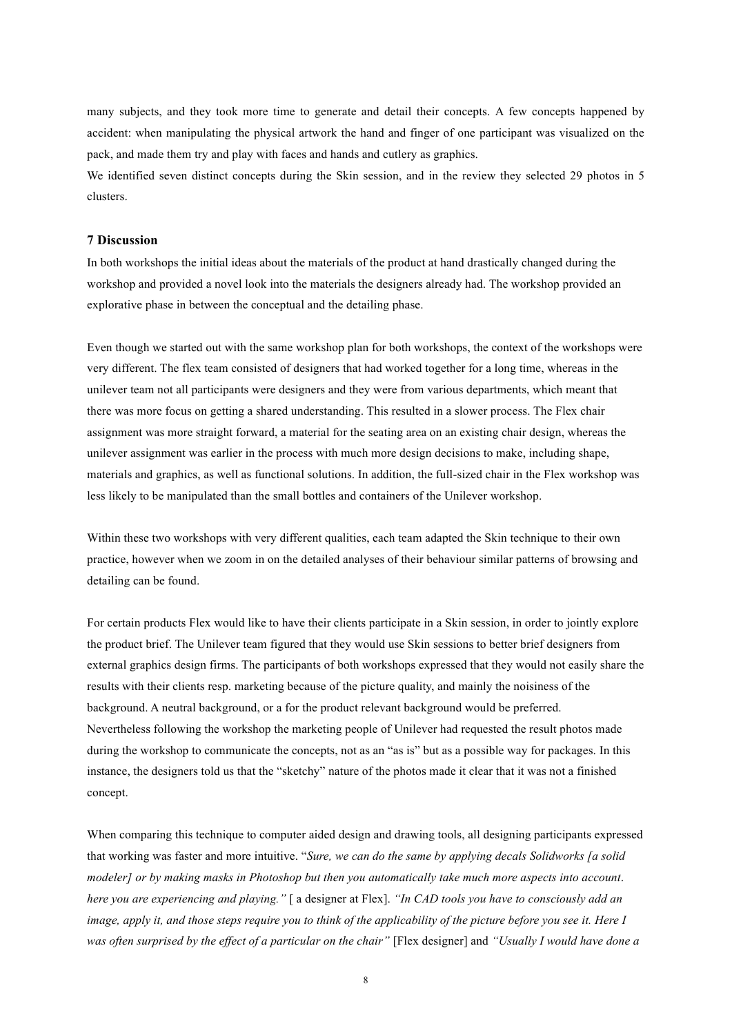many subjects, and they took more time to generate and detail their concepts. A few concepts happened by accident: when manipulating the physical artwork the hand and finger of one participant was visualized on the pack, and made them try and play with faces and hands and cutlery as graphics.
We identified seven distinct concepts during the Skin session, and in the review they selected 29 photos in 5 clusters.

## 7 Discussion

In both workshops the initial ideas about the materials of the product at hand drastically changed during the workshop and provided a novel look into the materials the designers already had. The workshop provided an explorative phase in between the conceptual and the detailing phase.

Even though we started out with the same workshop plan for both workshops, the context of the workshops were very different. The flex team consisted of designers that had worked together for a long time, whereas in the unilever team not all participants were designers and they were from various departments, which meant that there was more focus on getting a shared understanding. This resulted in a slower process. The Flex chair assignment was more straight forward, a material for the seating area on an existing chair design, whereas the unilever assignment was earlier in the process with much more design decisions to make, including shape, materials and graphics, as well as functional solutions. In addition, the full-sized chair in the Flex workshop was less likely to be manipulated than the small bottles and containers of the Unilever workshop.

Within these two workshops with very different qualities, each team adapted the Skin technique to their own practice, however when we zoom in on the detailed analyses of their behaviour similar patterns of browsing and detailing can be found.

For certain products Flex would like to have their clients participate in a Skin session, in order to jointly explore the product brief. The Unilever team figured that they would use Skin sessions to better brief designers from external graphics design firms. The participants of both workshops expressed that they would not easily share the results with their clients resp. marketing because of the picture quality, and mainly the noisiness of the background. A neutral background, or a for the product relevant background would be preferred.
Nevertheless following the workshop the marketing people of Unilever had requested the result photos made during the workshop to communicate the concepts, not as an "as is" but as a possible way for packages. In this instance, the designers told us that the "sketchy" nature of the photos made it clear that it was not a finished concept.

When comparing this technique to computer aided design and drawing tools, all designing participants expressed that working was faster and more intuitive. "*Sure, we can do the same by applying decals Solidworks [a solid modeler] or by making masks in Photoshop but then you automatically take much more aspects into account. here you are experiencing and playing."* [ a designer at Flex]. *"In CAD tools you have to consciously add an image, apply it, and those steps require you to think of the applicability of the picture before you see it. Here I was often surprised by the effect of a particular on the chair"* [Flex designer] and *"Usually I would have done a*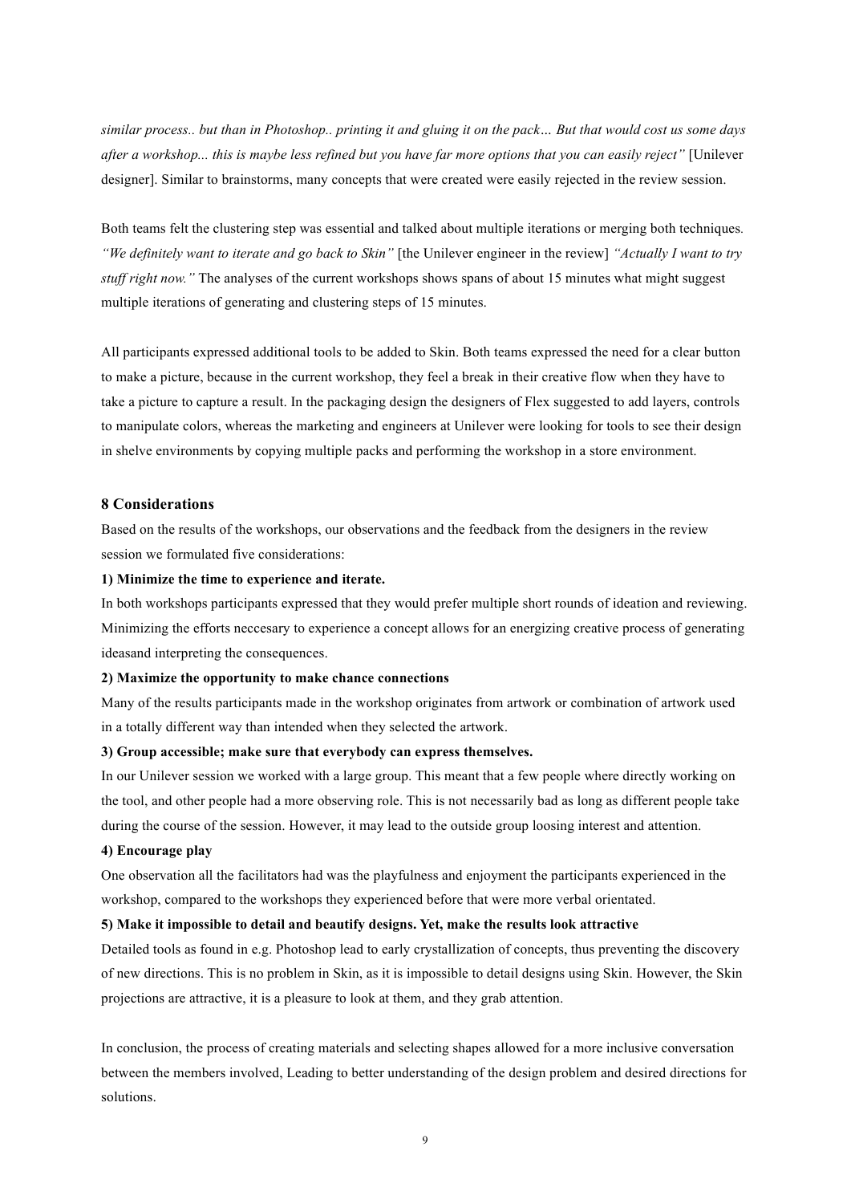*similar process.. but than in Photoshop.. printing it and gluing it on the pack… But that would cost us some days after a workshop... this is maybe less refined but you have far more options that you can easily reject"* [Unilever designer]. Similar to brainstorms, many concepts that were created were easily rejected in the review session.

Both teams felt the clustering step was essential and talked about multiple iterations or merging both techniques. *"We definitely want to iterate and go back to Skin"* [the Unilever engineer in the review] *"Actually I want to try stuff right now."* The analyses of the current workshops shows spans of about 15 minutes what might suggest multiple iterations of generating and clustering steps of 15 minutes.

All participants expressed additional tools to be added to Skin. Both teams expressed the need for a clear button to make a picture, because in the current workshop, they feel a break in their creative flow when they have to take a picture to capture a result. In the packaging design the designers of Flex suggested to add layers, controls to manipulate colors, whereas the marketing and engineers at Unilever were looking for tools to see their design in shelve environments by copying multiple packs and performing the workshop in a store environment.

## 8 Considerations

Based on the results of the workshops, our observations and the feedback from the designers in the review session we formulated five considerations:

**1) Minimize the time to experience and iterate.**

In both workshops participants expressed that they would prefer multiple short rounds of ideation and reviewing. Minimizing the efforts neccesary to experience a concept allows for an energizing creative process of generating ideasand interpreting the consequences.

**2) Maximize the opportunity to make chance connections**

Many of the results participants made in the workshop originates from artwork or combination of artwork used in a totally different way than intended when they selected the artwork.

**3) Group accessible; make sure that everybody can express themselves.**

In our Unilever session we worked with a large group. This meant that a few people where directly working on the tool, and other people had a more observing role. This is not necessarily bad as long as different people take during the course of the session. However, it may lead to the outside group loosing interest and attention.

**4) Encourage play**

One observation all the facilitators had was the playfulness and enjoyment the participants experienced in the workshop, compared to the workshops they experienced before that were more verbal orientated.

**5) Make it impossible to detail and beautify designs. Yet, make the results look attractive**

Detailed tools as found in e.g. Photoshop lead to early crystallization of concepts, thus preventing the discovery of new directions. This is no problem in Skin, as it is impossible to detail designs using Skin. However, the Skin projections are attractive, it is a pleasure to look at them, and they grab attention.

In conclusion, the process of creating materials and selecting shapes allowed for a more inclusive conversation between the members involved, Leading to better understanding of the design problem and desired directions for solutions.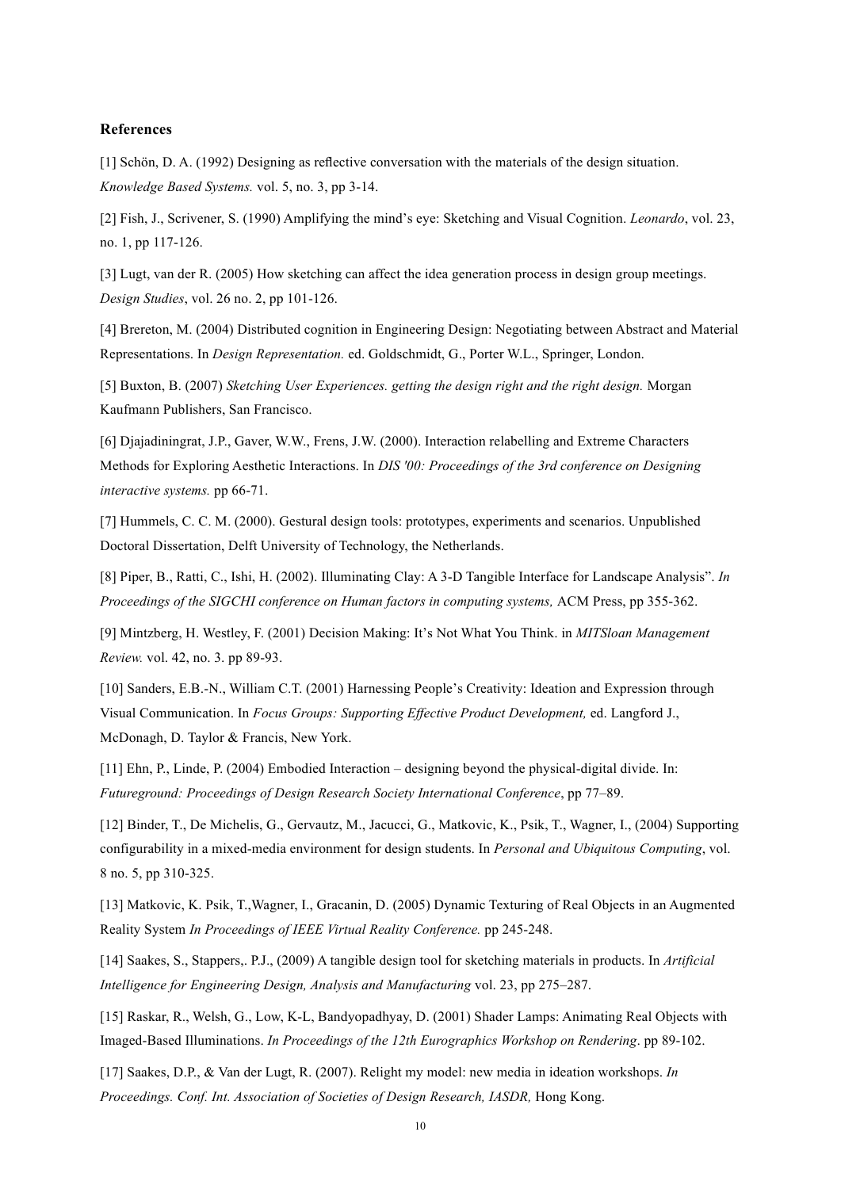## References

[1] Schön, D. A. (1992) Designing as reflective conversation with the materials of the design situation. *Knowledge Based Systems.* vol. 5, no. 3, pp 3-14.

[2] Fish, J., Scrivener, S. (1990) Amplifying the mind's eye: Sketching and Visual Cognition. *Leonardo*, vol. 23, no. 1, pp 117-126.

[3] Lugt, van der R. (2005) How sketching can affect the idea generation process in design group meetings. *Design Studies*, vol. 26 no. 2, pp 101-126.

[4] Brereton, M. (2004) Distributed cognition in Engineering Design: Negotiating between Abstract and Material Representations. In *Design Representation.* ed. Goldschmidt, G., Porter W.L., Springer, London.

[5] Buxton, B. (2007) *Sketching User Experiences. getting the design right and the right design.* Morgan Kaufmann Publishers, San Francisco.

[6] Djajadiningrat, J.P., Gaver, W.W., Frens, J.W. (2000). Interaction relabelling and Extreme Characters Methods for Exploring Aesthetic Interactions. In *DIS '00: Proceedings of the 3rd conference on Designing interactive systems.* pp 66-71.

[7] Hummels, C. C. M. (2000). Gestural design tools: prototypes, experiments and scenarios. Unpublished Doctoral Dissertation, Delft University of Technology, the Netherlands.

[8] Piper, B., Ratti, C., Ishi, H. (2002). Illuminating Clay: A 3-D Tangible Interface for Landscape Analysis". *In Proceedings of the SIGCHI conference on Human factors in computing systems,* ACM Press, pp 355-362.

[9] Mintzberg, H. Westley, F. (2001) Decision Making: It's Not What You Think. in *MITSloan Management Review.* vol. 42, no. 3. pp 89-93.

[10] Sanders, E.B.-N., William C.T. (2001) Harnessing People's Creativity: Ideation and Expression through Visual Communication. In *Focus Groups: Supporting Effective Product Development,* ed. Langford J., McDonagh, D. Taylor & Francis, New York.

[11] Ehn, P., Linde, P. (2004) Embodied Interaction – designing beyond the physical-digital divide. In: *Futureground: Proceedings of Design Research Society International Conference*, pp 77–89.

[12] Binder, T., De Michelis, G., Gervautz, M., Jacucci, G., Matkovic, K., Psik, T., Wagner, I., (2004) Supporting configurability in a mixed-media environment for design students. In *Personal and Ubiquitous Computing*, vol. 8 no. 5, pp 310-325.

[13] Matkovic, K. Psik, T.,Wagner, I., Gracanin, D. (2005) Dynamic Texturing of Real Objects in an Augmented Reality System *In Proceedings of IEEE Virtual Reality Conference.* pp 245-248.

[14] Saakes, S., Stappers,. P.J., (2009) A tangible design tool for sketching materials in products. In *Artificial Intelligence for Engineering Design, Analysis and Manufacturing* vol. 23, pp 275–287.

[15] Raskar, R., Welsh, G., Low, K-L, Bandyopadhyay, D. (2001) Shader Lamps: Animating Real Objects with Imaged-Based Illuminations. *In Proceedings of the 12th Eurographics Workshop on Rendering*. pp 89-102.

[17] Saakes, D.P., & Van der Lugt, R. (2007). Relight my model: new media in ideation workshops. *In Proceedings. Conf. Int. Association of Societies of Design Research, IASDR,* Hong Kong.